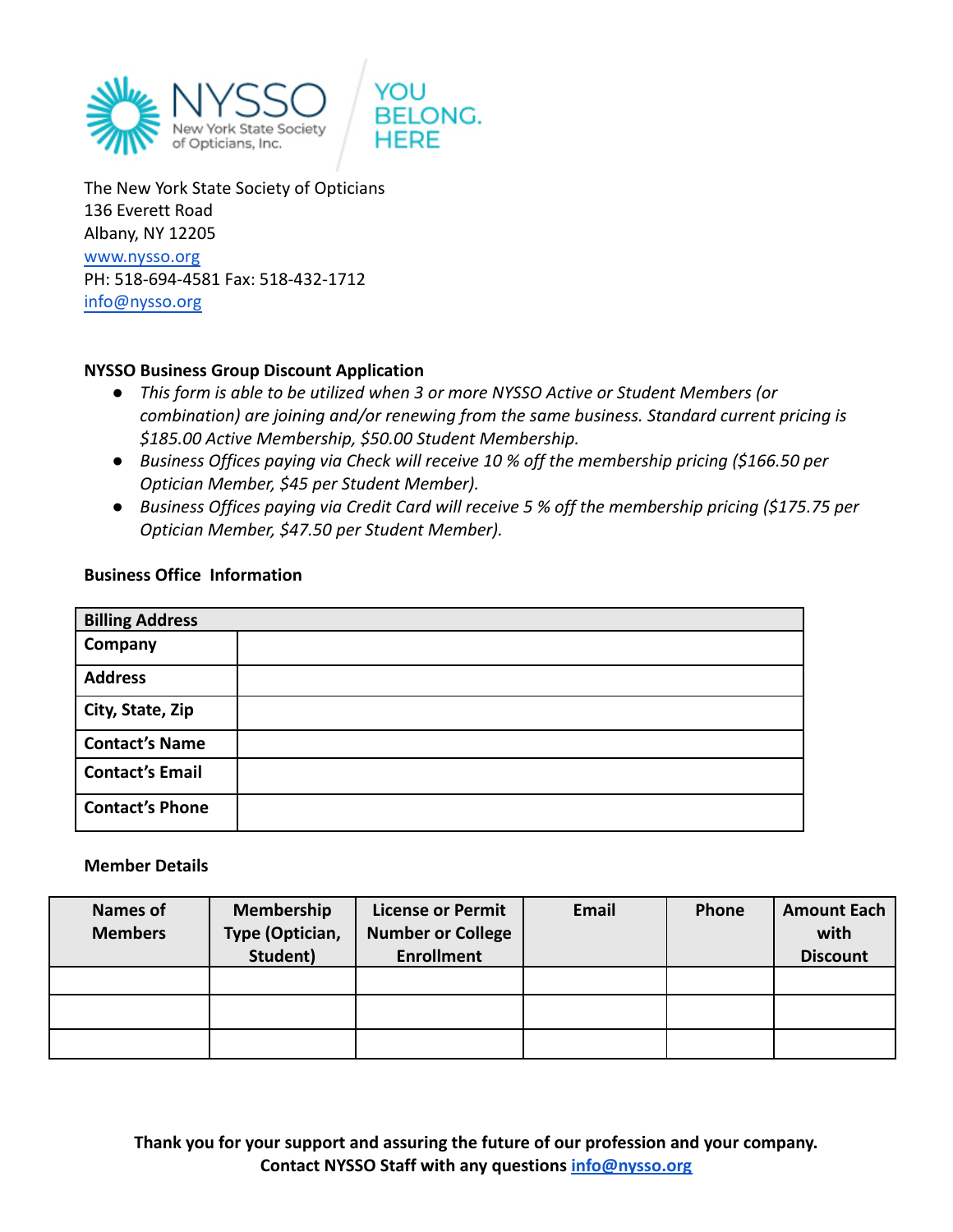NYSSO
New York State Society of Opticians, Inc.

YOU BELONG. HERE

The New York State Society of Opticians
136 Everett Road
Albany, NY 12205
www.nysso.org
PH: 518-694-4581 Fax: 518-432-1712
info@nysso.org

**NYSSO Business Group Discount Application**

- *This form is able to be utilized when 3 or more NYSSO Active or Student Members (or combination) are joining and/or renewing from the same business. Standard current pricing is $185.00 Active Membership, $50.00 Student Membership.*
- *Business Offices paying via Check will receive 10 % off the membership pricing ($166.50 per Optician Member, $45 per Student Member).*
- *Business Offices paying via Credit Card will receive 5 % off the membership pricing ($175.75 per Optician Member, $47.50 per Student Member).*

**Business Office Information**

| **Billing Address** | |
|---|---|
| **Company** | |
| **Address** | |
| **City, State, Zip** | |
| **Contact's Name** | |
| **Contact's Email** | |
| **Contact's Phone** | |

**Member Details**

| Names of Members | Membership Type (Optician, Student) | License or Permit Number or College Enrollment | Email | Phone | Amount Each with Discount |
|---|---|---|---|---|---|
| | | | | | |
| | | | | | |
| | | | | | |

**Thank you for your support and assuring the future of our profession and your company.**
**Contact NYSSO Staff with any questions info@nysso.org**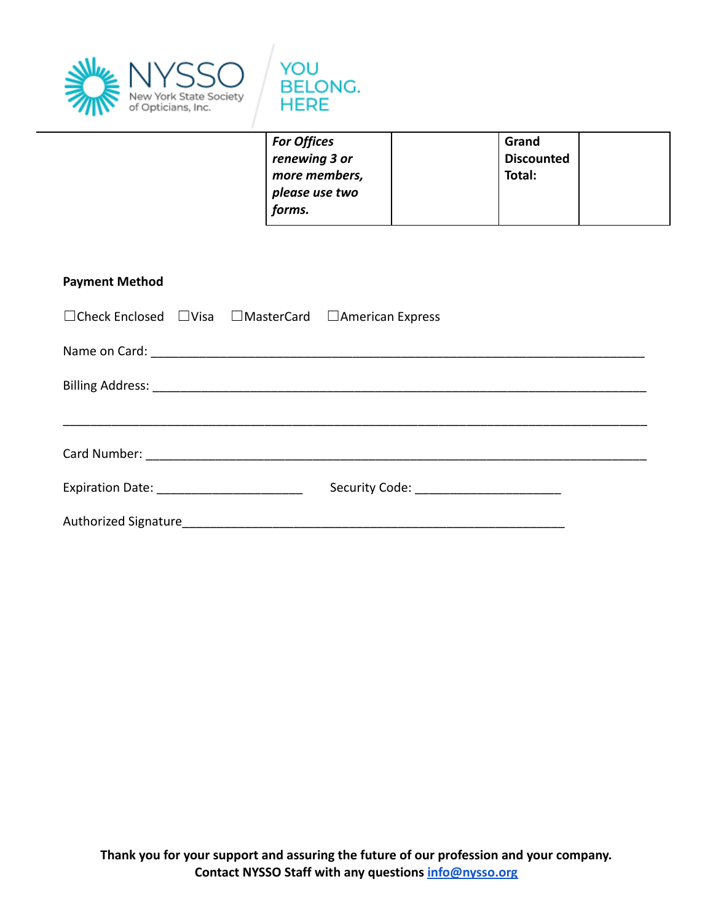NYSSO
New York State Society of Opticians, Inc.

YOU BELONG. HERE

| | | | | |
|---|---|---|---|---|
| | ***For Offices renewing 3 or more members, please use two forms.*** | | **Grand Discounted Total:** | |

**Payment Method**

☐Check Enclosed ☐Visa ☐MasterCard ☐American Express

Name on Card: ___________________________________________________________________________

Billing Address: __________________________________________________________________________

_______________________________________________________________________________________

Card Number: ____________________________________________________________________________

Expiration Date: _____________________ Security Code: _____________________

Authorized Signature_________________________________________________________

**Thank you for your support and assuring the future of our profession and your company.**
**Contact NYSSO Staff with any questions [info@nysso.org](mailto:info@nysso.org)**